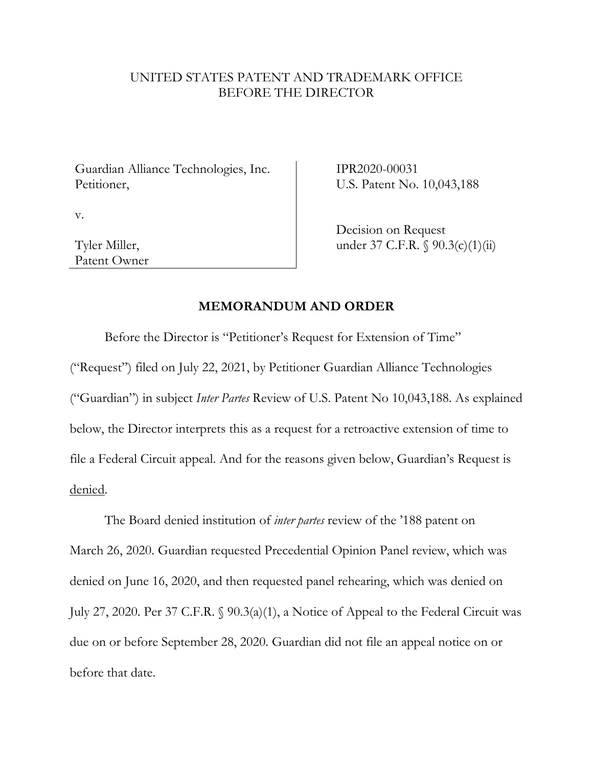UNITED STATES PATENT AND TRADEMARK OFFICE
BEFORE THE DIRECTOR

| | |
|---|---|
| Guardian Alliance Technologies, Inc.<br>Petitioner,<br><br>v.<br><br>Tyler Miller,<br>Patent Owner | IPR2020-00031<br>U.S. Patent No. 10,043,188<br><br>Decision on Request<br>under 37 C.F.R. § 90.3(c)(1)(ii) |

## MEMORANDUM AND ORDER

Before the Director is "Petitioner's Request for Extension of Time" ("Request") filed on July 22, 2021, by Petitioner Guardian Alliance Technologies ("Guardian") in subject *Inter Partes* Review of U.S. Patent No 10,043,188. As explained below, the Director interprets this as a request for a retroactive extension of time to file a Federal Circuit appeal. And for the reasons given below, Guardian's Request is <u>denied</u>.

The Board denied institution of *inter partes* review of the '188 patent on March 26, 2020. Guardian requested Precedential Opinion Panel review, which was denied on June 16, 2020, and then requested panel rehearing, which was denied on July 27, 2020. Per 37 C.F.R. § 90.3(a)(1), a Notice of Appeal to the Federal Circuit was due on or before September 28, 2020. Guardian did not file an appeal notice on or before that date.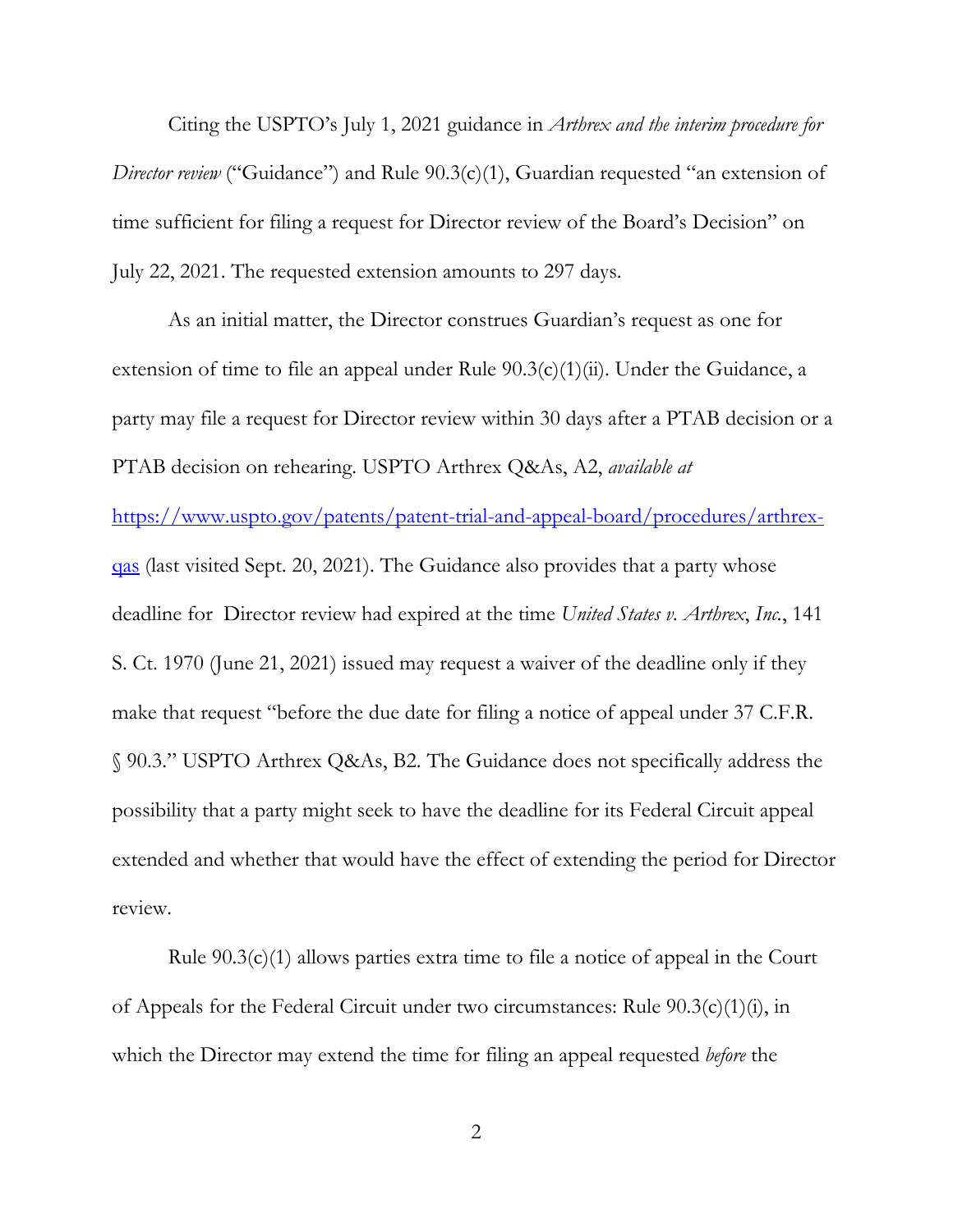Citing the USPTO's July 1, 2021 guidance in *Arthrex and the interim procedure for Director review* ("Guidance") and Rule 90.3(c)(1), Guardian requested "an extension of time sufficient for filing a request for Director review of the Board's Decision" on July 22, 2021. The requested extension amounts to 297 days.

As an initial matter, the Director construes Guardian's request as one for extension of time to file an appeal under Rule 90.3(c)(1)(ii). Under the Guidance, a party may file a request for Director review within 30 days after a PTAB decision or a PTAB decision on rehearing. USPTO Arthrex Q&As, A2, *available at* [https://www.uspto.gov/patents/patent-trial-and-appeal-board/procedures/arthrex-qas](https://www.uspto.gov/patents/patent-trial-and-appeal-board/procedures/arthrex-qas) (last visited Sept. 20, 2021). The Guidance also provides that a party whose deadline for Director review had expired at the time *United States v. Arthrex*, *Inc.*, 141 S. Ct. 1970 (June 21, 2021) issued may request a waiver of the deadline only if they make that request "before the due date for filing a notice of appeal under 37 C.F.R. § 90.3." USPTO Arthrex Q&As, B2. The Guidance does not specifically address the possibility that a party might seek to have the deadline for its Federal Circuit appeal extended and whether that would have the effect of extending the period for Director review.

Rule 90.3(c)(1) allows parties extra time to file a notice of appeal in the Court of Appeals for the Federal Circuit under two circumstances: Rule 90.3(c)(1)(i), in which the Director may extend the time for filing an appeal requested *before* the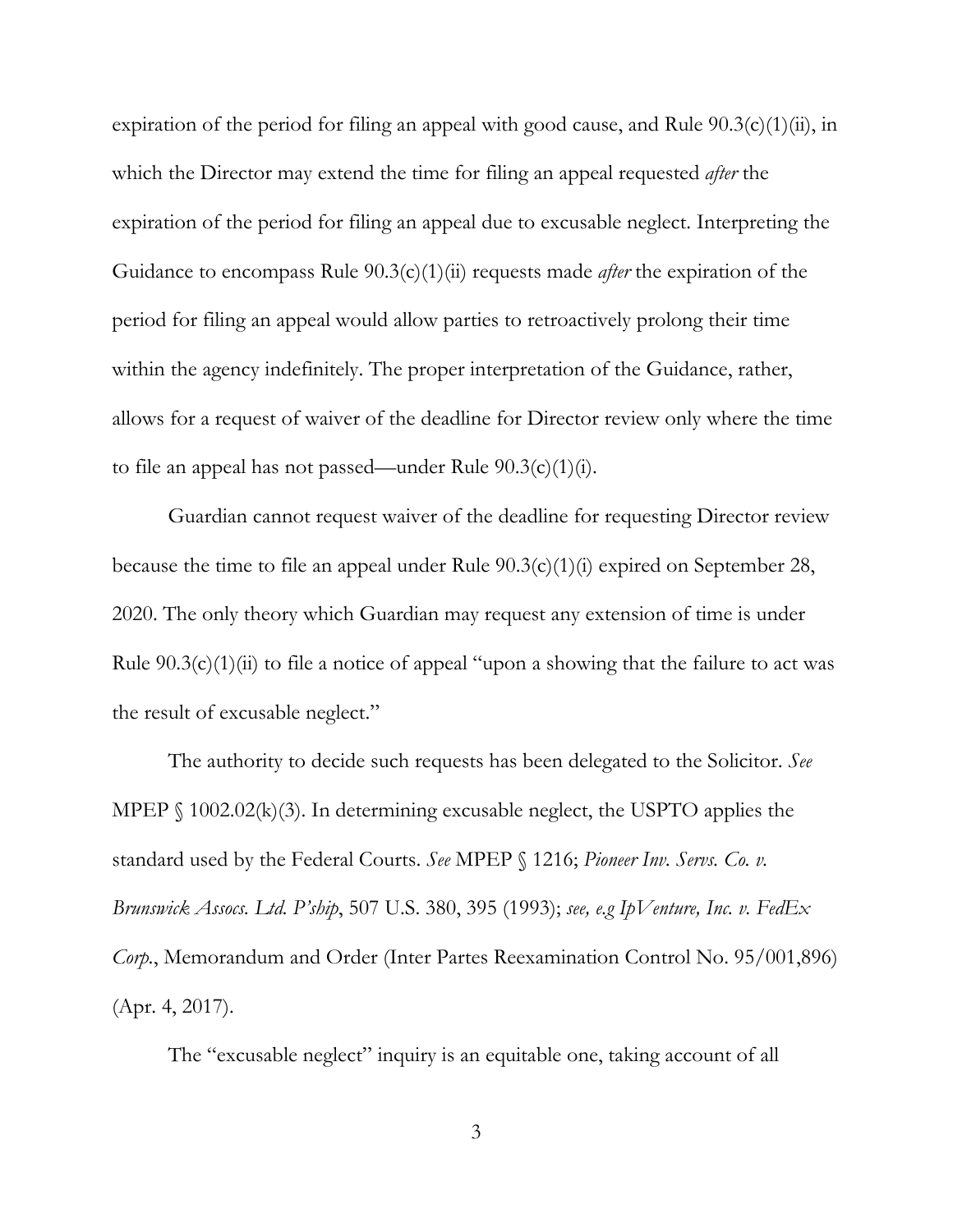expiration of the period for filing an appeal with good cause, and Rule 90.3(c)(1)(ii), in which the Director may extend the time for filing an appeal requested *after* the expiration of the period for filing an appeal due to excusable neglect. Interpreting the Guidance to encompass Rule 90.3(c)(1)(ii) requests made *after* the expiration of the period for filing an appeal would allow parties to retroactively prolong their time within the agency indefinitely. The proper interpretation of the Guidance, rather, allows for a request of waiver of the deadline for Director review only where the time to file an appeal has not passed—under Rule 90.3(c)(1)(i).

Guardian cannot request waiver of the deadline for requesting Director review because the time to file an appeal under Rule 90.3(c)(1)(i) expired on September 28, 2020. The only theory which Guardian may request any extension of time is under Rule 90.3(c)(1)(ii) to file a notice of appeal "upon a showing that the failure to act was the result of excusable neglect."

The authority to decide such requests has been delegated to the Solicitor. *See* MPEP § 1002.02(k)(3). In determining excusable neglect, the USPTO applies the standard used by the Federal Courts. *See* MPEP § 1216; *Pioneer Inv. Servs. Co. v. Brunswick Assocs. Ltd. P'ship*, 507 U.S. 380, 395 (1993); *see, e.g IpVenture, Inc. v. FedEx Corp.*, Memorandum and Order (Inter Partes Reexamination Control No. 95/001,896) (Apr. 4, 2017).

The "excusable neglect" inquiry is an equitable one, taking account of all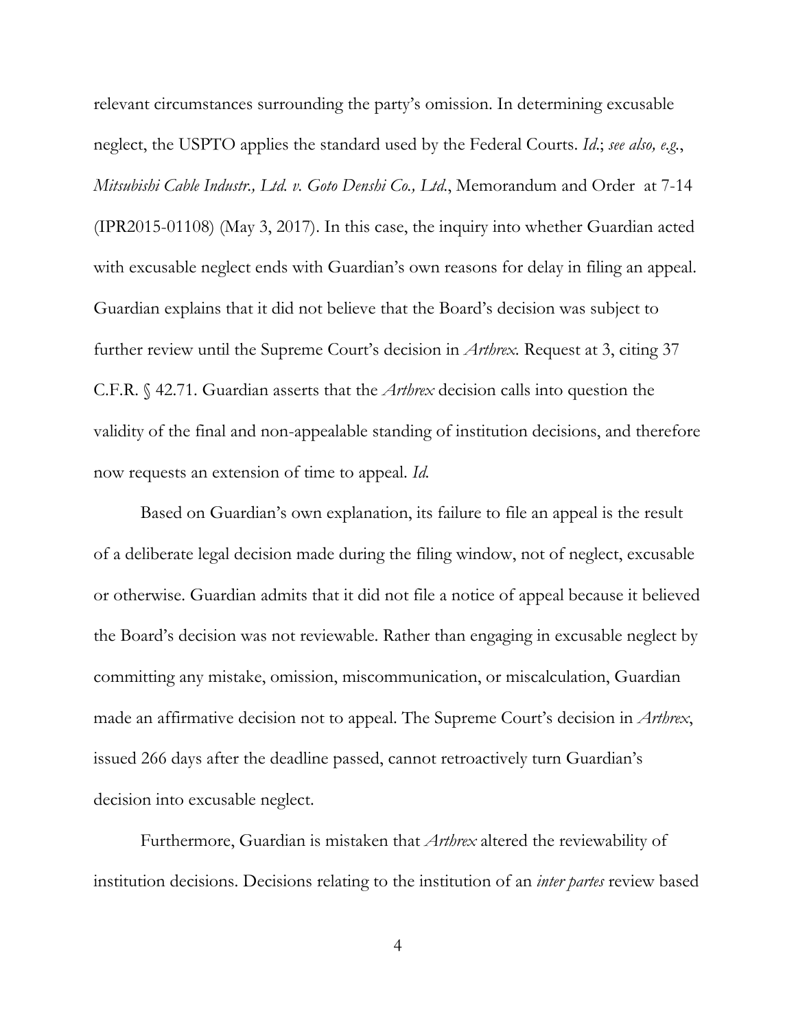relevant circumstances surrounding the party's omission. In determining excusable neglect, the USPTO applies the standard used by the Federal Courts. *Id.*; *see also, e.g.*, *Mitsubishi Cable Industr., Ltd. v. Goto Denshi Co., Ltd.*, Memorandum and Order at 7-14 (IPR2015-01108) (May 3, 2017). In this case, the inquiry into whether Guardian acted with excusable neglect ends with Guardian's own reasons for delay in filing an appeal. Guardian explains that it did not believe that the Board's decision was subject to further review until the Supreme Court's decision in *Arthrex*. Request at 3, citing 37 C.F.R. § 42.71. Guardian asserts that the *Arthrex* decision calls into question the validity of the final and non-appealable standing of institution decisions, and therefore now requests an extension of time to appeal. *Id.*

Based on Guardian's own explanation, its failure to file an appeal is the result of a deliberate legal decision made during the filing window, not of neglect, excusable or otherwise. Guardian admits that it did not file a notice of appeal because it believed the Board's decision was not reviewable. Rather than engaging in excusable neglect by committing any mistake, omission, miscommunication, or miscalculation, Guardian made an affirmative decision not to appeal. The Supreme Court's decision in *Arthrex*, issued 266 days after the deadline passed, cannot retroactively turn Guardian's decision into excusable neglect.

Furthermore, Guardian is mistaken that *Arthrex* altered the reviewability of institution decisions. Decisions relating to the institution of an *inter partes* review based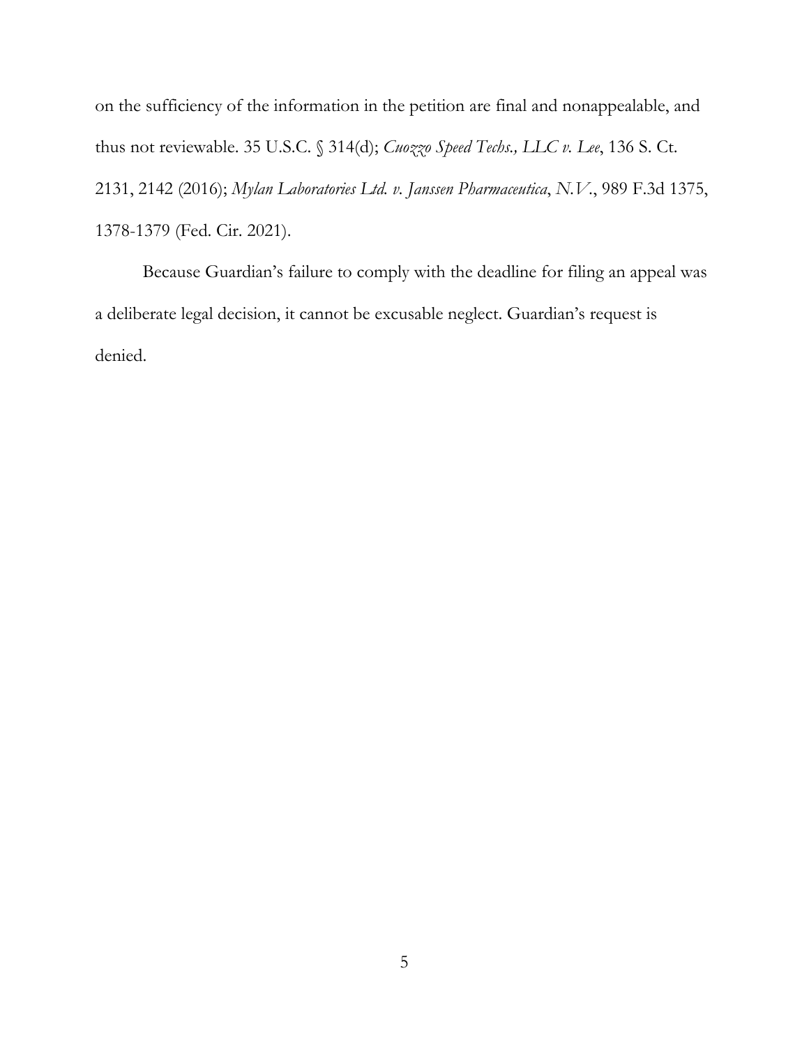on the sufficiency of the information in the petition are final and nonappealable, and thus not reviewable. 35 U.S.C. § 314(d); *Cuozzo Speed Techs., LLC v. Lee*, 136 S. Ct. 2131, 2142 (2016); *Mylan Laboratories Ltd. v. Janssen Pharmaceutica, N.V.*, 989 F.3d 1375, 1378-1379 (Fed. Cir. 2021).

Because Guardian's failure to comply with the deadline for filing an appeal was a deliberate legal decision, it cannot be excusable neglect. Guardian's request is denied.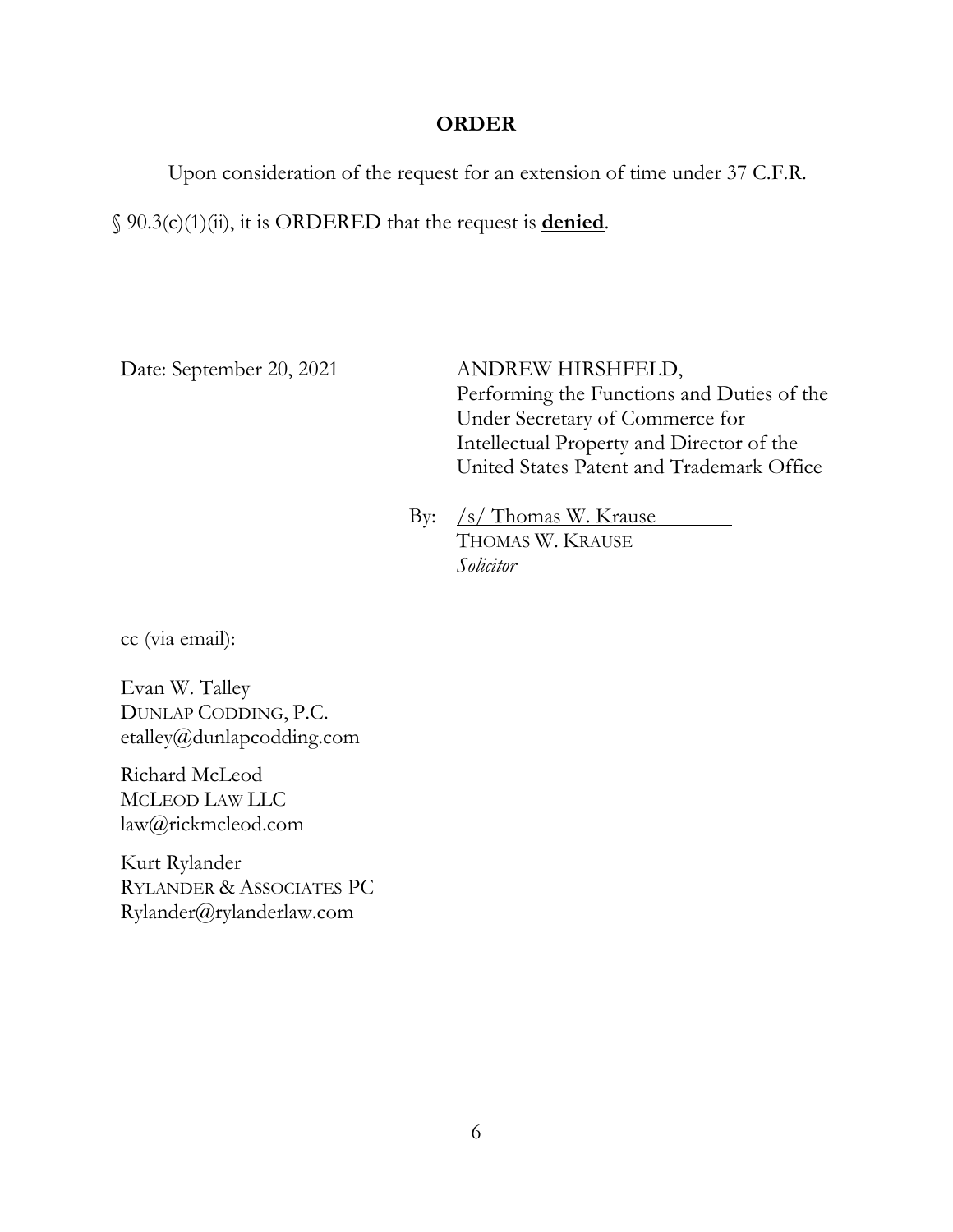## ORDER

Upon consideration of the request for an extension of time under 37 C.F.R. § 90.3(c)(1)(ii), it is ORDERED that the request is **denied**.

Date: September 20, 2021

ANDREW HIRSHFELD,
Performing the Functions and Duties of the
Under Secretary of Commerce for
Intellectual Property and Director of the
United States Patent and Trademark Office

By: /s/ Thomas W. Krause
THOMAS W. KRAUSE
*Solicitor*

cc (via email):

Evan W. Talley
DUNLAP CODDING, P.C.
etalley@dunlapcodding.com

Richard McLeod
MCLEOD LAW LLC
law@rickmcleod.com

Kurt Rylander
RYLANDER & ASSOCIATES PC
Rylander@rylanderlaw.com